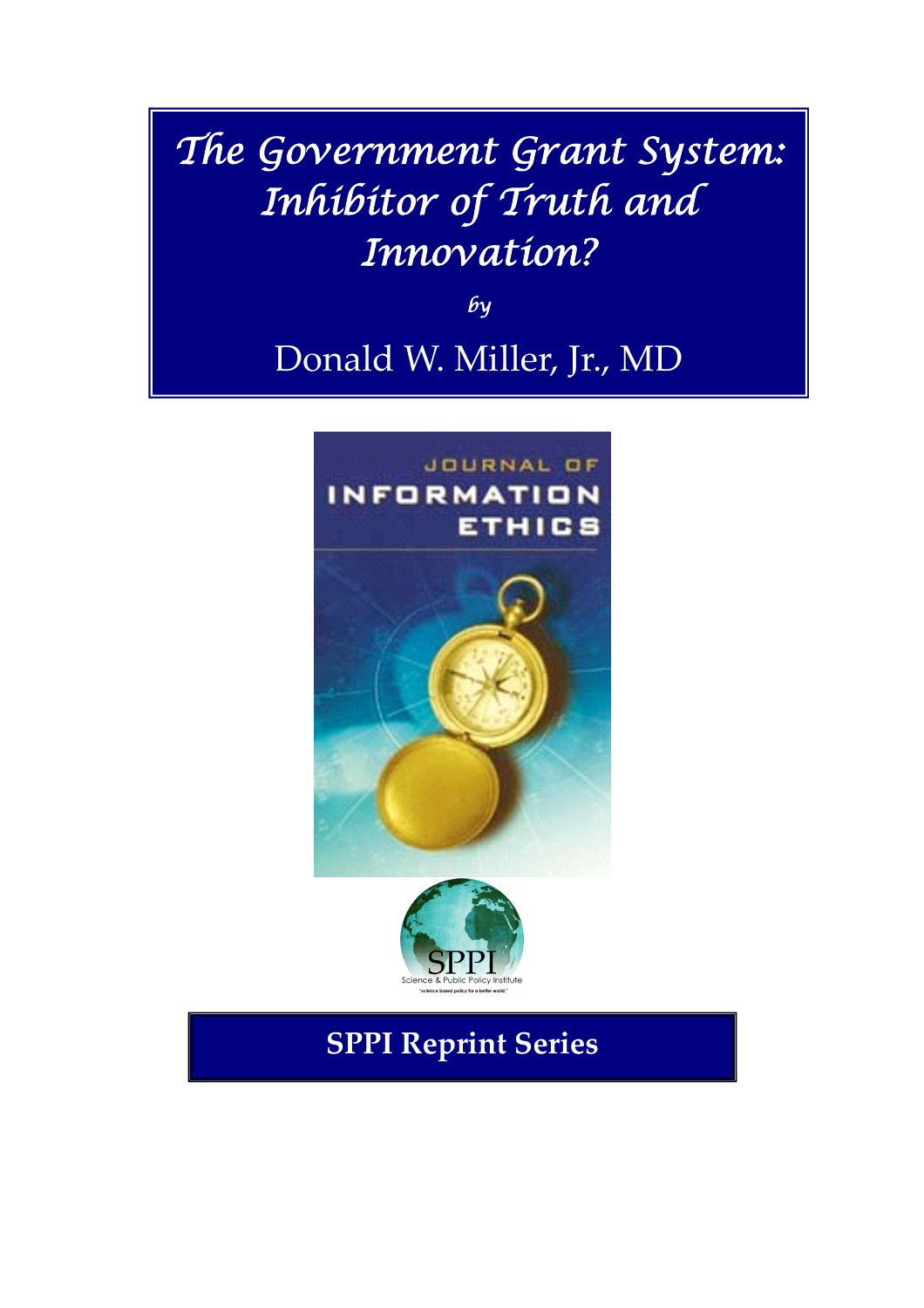# *The Government Grant System: Inhibitor of Truth and Innovation?*

*by*

Donald W. Miller, Jr., MD

JOURNAL OF INFORMATION ETHICS

SPPI

Science & Public Policy Institute

"science based policy for a better world."

**SPPI Reprint Series**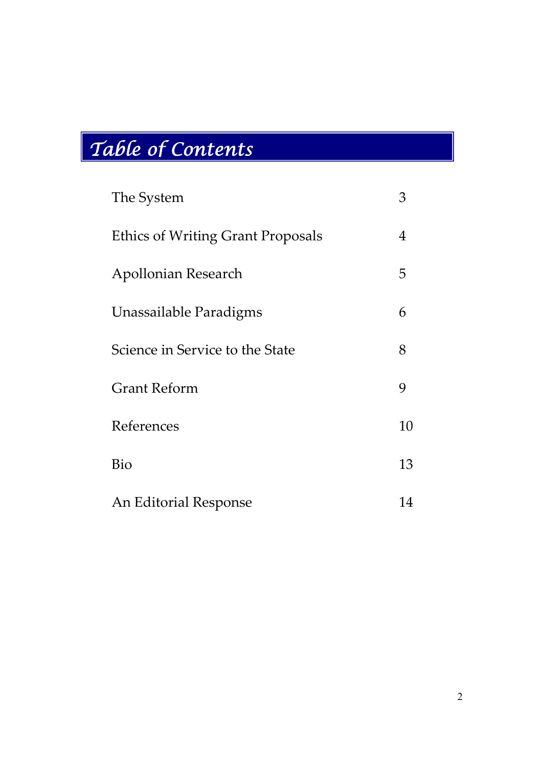# Table of Contents

| | |
|---|---|
| The System | 3 |
| Ethics of Writing Grant Proposals | 4 |
| Apollonian Research | 5 |
| Unassailable Paradigms | 6 |
| Science in Service to the State | 8 |
| Grant Reform | 9 |
| References | 10 |
| Bio | 13 |
| An Editorial Response | 14 |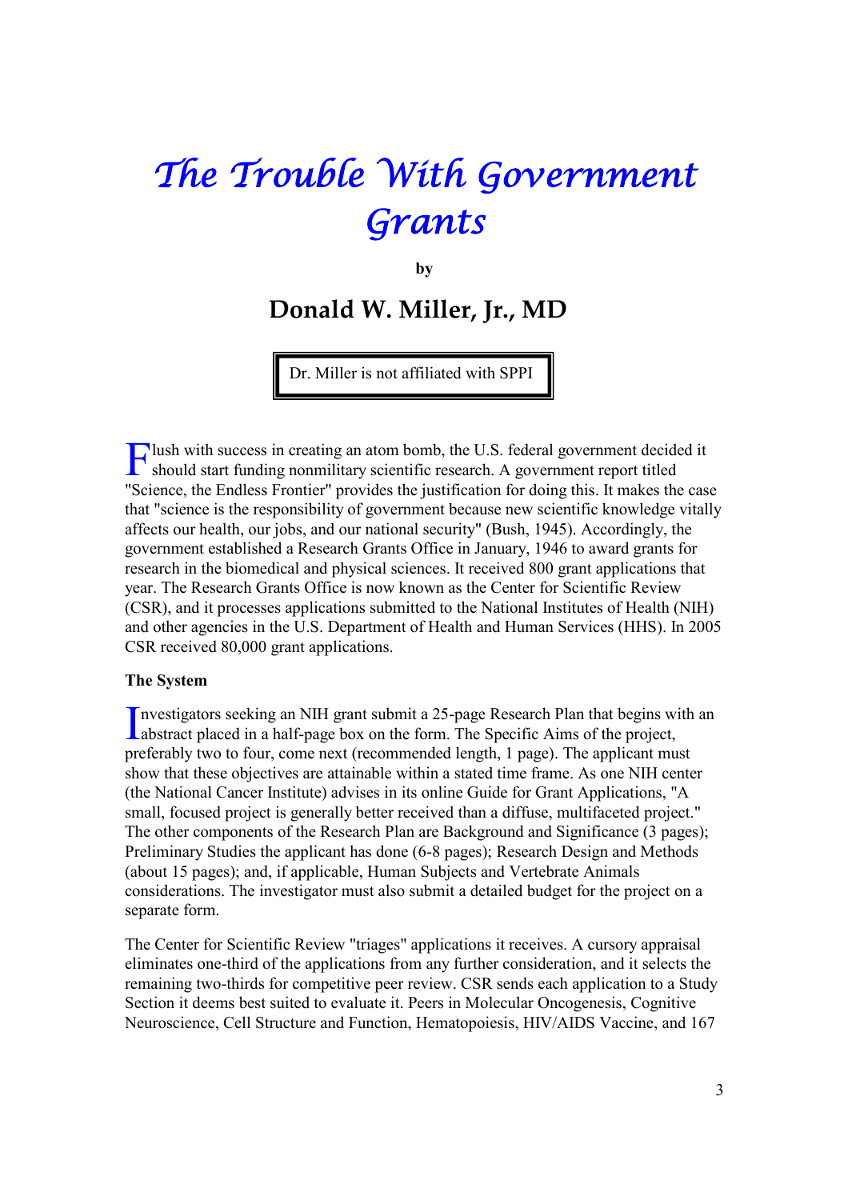# *The Trouble With Government Grants*

**by**

## Donald W. Miller, Jr., MD

Dr. Miller is not affiliated with SPPI

Flush with success in creating an atom bomb, the U.S. federal government decided it should start funding nonmilitary scientific research. A government report titled "Science, the Endless Frontier" provides the justification for doing this. It makes the case that "science is the responsibility of government because new scientific knowledge vitally affects our health, our jobs, and our national security" (Bush, 1945). Accordingly, the government established a Research Grants Office in January, 1946 to award grants for research in the biomedical and physical sciences. It received 800 grant applications that year. The Research Grants Office is now known as the Center for Scientific Review (CSR), and it processes applications submitted to the National Institutes of Health (NIH) and other agencies in the U.S. Department of Health and Human Services (HHS). In 2005 CSR received 80,000 grant applications.

**The System**

Investigators seeking an NIH grant submit a 25-page Research Plan that begins with an abstract placed in a half-page box on the form. The Specific Aims of the project, preferably two to four, come next (recommended length, 1 page). The applicant must show that these objectives are attainable within a stated time frame. As one NIH center (the National Cancer Institute) advises in its online Guide for Grant Applications, "A small, focused project is generally better received than a diffuse, multifaceted project." The other components of the Research Plan are Background and Significance (3 pages); Preliminary Studies the applicant has done (6-8 pages); Research Design and Methods (about 15 pages); and, if applicable, Human Subjects and Vertebrate Animals considerations. The investigator must also submit a detailed budget for the project on a separate form.

The Center for Scientific Review "triages" applications it receives. A cursory appraisal eliminates one-third of the applications from any further consideration, and it selects the remaining two-thirds for competitive peer review. CSR sends each application to a Study Section it deems best suited to evaluate it. Peers in Molecular Oncogenesis, Cognitive Neuroscience, Cell Structure and Function, Hematopoiesis, HIV/AIDS Vaccine, and 167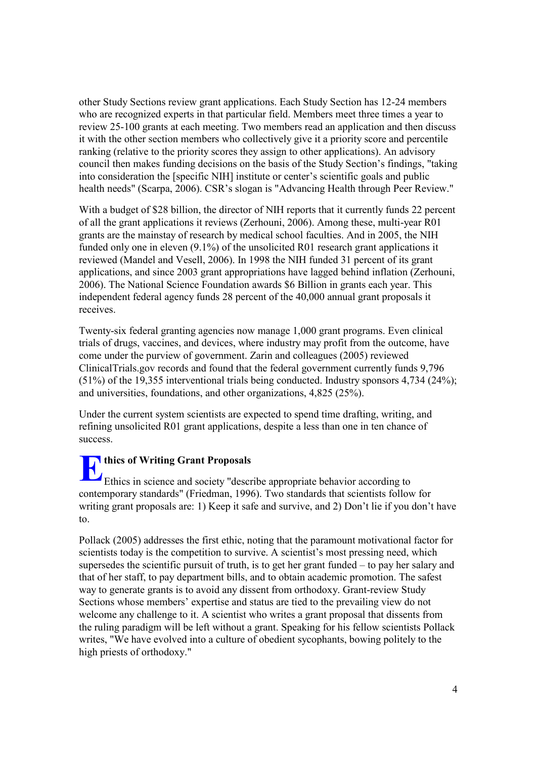other Study Sections review grant applications. Each Study Section has 12-24 members who are recognized experts in that particular field. Members meet three times a year to review 25-100 grants at each meeting. Two members read an application and then discuss it with the other section members who collectively give it a priority score and percentile ranking (relative to the priority scores they assign to other applications). An advisory council then makes funding decisions on the basis of the Study Section's findings, "taking into consideration the [specific NIH] institute or center's scientific goals and public health needs" (Scarpa, 2006). CSR's slogan is "Advancing Health through Peer Review."

With a budget of $28 billion, the director of NIH reports that it currently funds 22 percent of all the grant applications it reviews (Zerhouni, 2006). Among these, multi-year R01 grants are the mainstay of research by medical school faculties. And in 2005, the NIH funded only one in eleven (9.1%) of the unsolicited R01 research grant applications it reviewed (Mandel and Vesell, 2006). In 1998 the NIH funded 31 percent of its grant applications, and since 2003 grant appropriations have lagged behind inflation (Zerhouni, 2006). The National Science Foundation awards $6 Billion in grants each year. This independent federal agency funds 28 percent of the 40,000 annual grant proposals it receives.

Twenty-six federal granting agencies now manage 1,000 grant programs. Even clinical trials of drugs, vaccines, and devices, where industry may profit from the outcome, have come under the purview of government. Zarin and colleagues (2005) reviewed ClinicalTrials.gov records and found that the federal government currently funds 9,796 (51%) of the 19,355 interventional trials being conducted. Industry sponsors 4,734 (24%); and universities, foundations, and other organizations, 4,825 (25%).

Under the current system scientists are expected to spend time drafting, writing, and refining unsolicited R01 grant applications, despite a less than one in ten chance of success.

## Ethics of Writing Grant Proposals

Ethics in science and society "describe appropriate behavior according to contemporary standards" (Friedman, 1996). Two standards that scientists follow for writing grant proposals are: 1) Keep it safe and survive, and 2) Don't lie if you don't have to.

Pollack (2005) addresses the first ethic, noting that the paramount motivational factor for scientists today is the competition to survive. A scientist's most pressing need, which supersedes the scientific pursuit of truth, is to get her grant funded – to pay her salary and that of her staff, to pay department bills, and to obtain academic promotion. The safest way to generate grants is to avoid any dissent from orthodoxy. Grant-review Study Sections whose members' expertise and status are tied to the prevailing view do not welcome any challenge to it. A scientist who writes a grant proposal that dissents from the ruling paradigm will be left without a grant. Speaking for his fellow scientists Pollack writes, "We have evolved into a culture of obedient sycophants, bowing politely to the high priests of orthodoxy."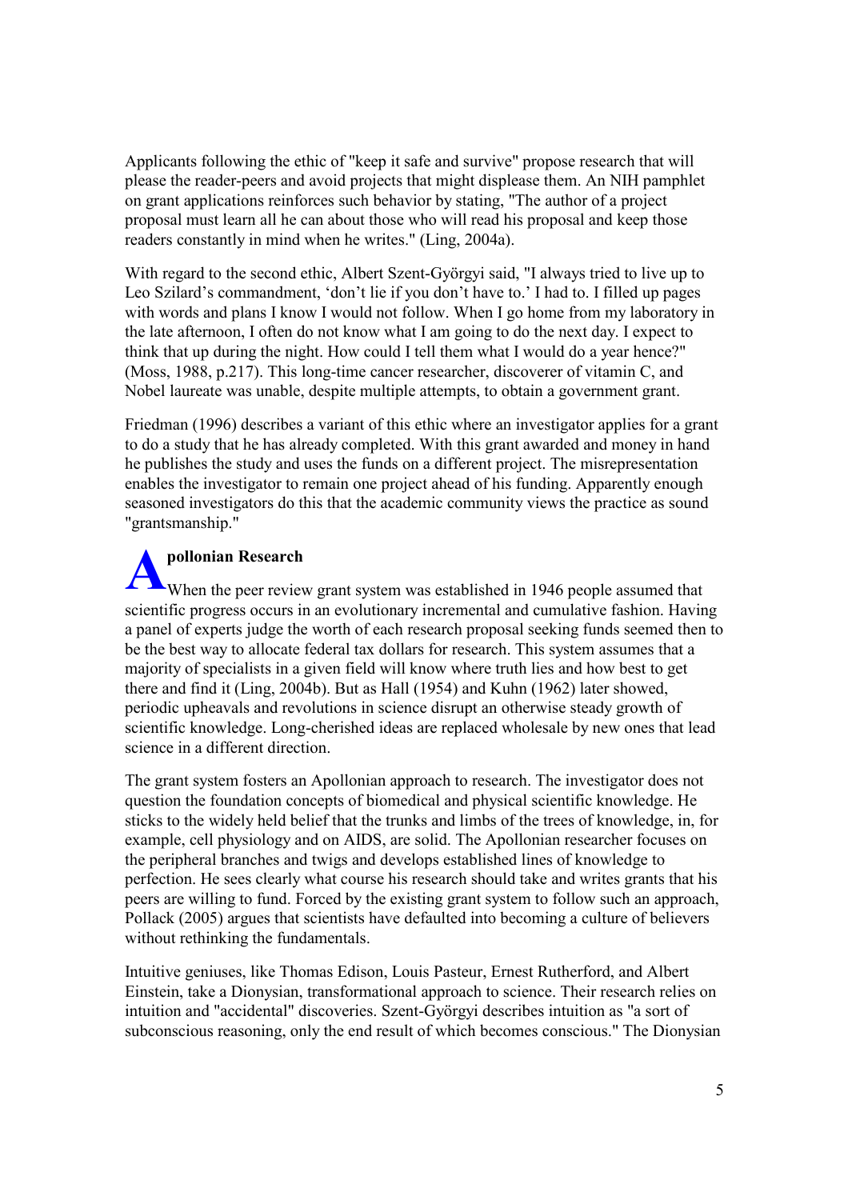Applicants following the ethic of "keep it safe and survive" propose research that will please the reader-peers and avoid projects that might displease them. An NIH pamphlet on grant applications reinforces such behavior by stating, "The author of a project proposal must learn all he can about those who will read his proposal and keep those readers constantly in mind when he writes." (Ling, 2004a).

With regard to the second ethic, Albert Szent-Györgyi said, "I always tried to live up to Leo Szilard's commandment, 'don't lie if you don't have to.' I had to. I filled up pages with words and plans I know I would not follow. When I go home from my laboratory in the late afternoon, I often do not know what I am going to do the next day. I expect to think that up during the night. How could I tell them what I would do a year hence?" (Moss, 1988, p.217). This long-time cancer researcher, discoverer of vitamin C, and Nobel laureate was unable, despite multiple attempts, to obtain a government grant.

Friedman (1996) describes a variant of this ethic where an investigator applies for a grant to do a study that he has already completed. With this grant awarded and money in hand he publishes the study and uses the funds on a different project. The misrepresentation enables the investigator to remain one project ahead of his funding. Apparently enough seasoned investigators do this that the academic community views the practice as sound "grantsmanship."

## Apollonian Research

When the peer review grant system was established in 1946 people assumed that scientific progress occurs in an evolutionary incremental and cumulative fashion. Having a panel of experts judge the worth of each research proposal seeking funds seemed then to be the best way to allocate federal tax dollars for research. This system assumes that a majority of specialists in a given field will know where truth lies and how best to get there and find it (Ling, 2004b). But as Hall (1954) and Kuhn (1962) later showed, periodic upheavals and revolutions in science disrupt an otherwise steady growth of scientific knowledge. Long-cherished ideas are replaced wholesale by new ones that lead science in a different direction.

The grant system fosters an Apollonian approach to research. The investigator does not question the foundation concepts of biomedical and physical scientific knowledge. He sticks to the widely held belief that the trunks and limbs of the trees of knowledge, in, for example, cell physiology and on AIDS, are solid. The Apollonian researcher focuses on the peripheral branches and twigs and develops established lines of knowledge to perfection. He sees clearly what course his research should take and writes grants that his peers are willing to fund. Forced by the existing grant system to follow such an approach, Pollack (2005) argues that scientists have defaulted into becoming a culture of believers without rethinking the fundamentals.

Intuitive geniuses, like Thomas Edison, Louis Pasteur, Ernest Rutherford, and Albert Einstein, take a Dionysian, transformational approach to science. Their research relies on intuition and "accidental" discoveries. Szent-Györgyi describes intuition as "a sort of subconscious reasoning, only the end result of which becomes conscious." The Dionysian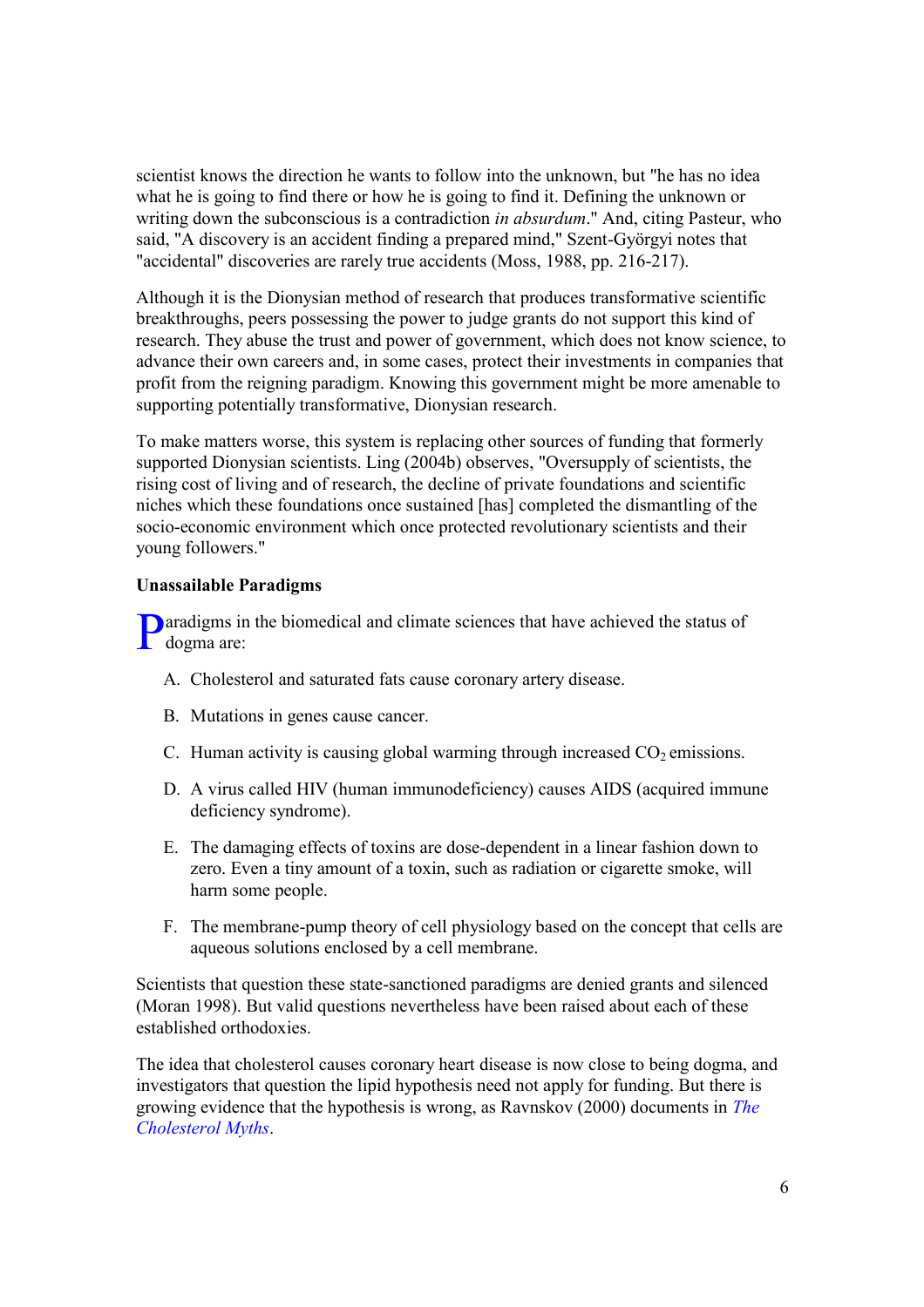scientist knows the direction he wants to follow into the unknown, but "he has no idea what he is going to find there or how he is going to find it. Defining the unknown or writing down the subconscious is a contradiction *in absurdum*." And, citing Pasteur, who said, "A discovery is an accident finding a prepared mind," Szent-Györgyi notes that "accidental" discoveries are rarely true accidents (Moss, 1988, pp. 216-217).

Although it is the Dionysian method of research that produces transformative scientific breakthroughs, peers possessing the power to judge grants do not support this kind of research. They abuse the trust and power of government, which does not know science, to advance their own careers and, in some cases, protect their investments in companies that profit from the reigning paradigm. Knowing this government might be more amenable to supporting potentially transformative, Dionysian research.

To make matters worse, this system is replacing other sources of funding that formerly supported Dionysian scientists. Ling (2004b) observes, "Oversupply of scientists, the rising cost of living and of research, the decline of private foundations and scientific niches which these foundations once sustained [has] completed the dismantling of the socio-economic environment which once protected revolutionary scientists and their young followers."

**Unassailable Paradigms**

Paradigms in the biomedical and climate sciences that have achieved the status of dogma are:

A. Cholesterol and saturated fats cause coronary artery disease.

B. Mutations in genes cause cancer.

C. Human activity is causing global warming through increased $CO_2$ emissions.

D. A virus called HIV (human immunodeficiency) causes AIDS (acquired immune deficiency syndrome).

E. The damaging effects of toxins are dose-dependent in a linear fashion down to zero. Even a tiny amount of a toxin, such as radiation or cigarette smoke, will harm some people.

F. The membrane-pump theory of cell physiology based on the concept that cells are aqueous solutions enclosed by a cell membrane.

Scientists that question these state-sanctioned paradigms are denied grants and silenced (Moran 1998). But valid questions nevertheless have been raised about each of these established orthodoxies.

The idea that cholesterol causes coronary heart disease is now close to being dogma, and investigators that question the lipid hypothesis need not apply for funding. But there is growing evidence that the hypothesis is wrong, as Ravnskov (2000) documents in *The Cholesterol Myths*.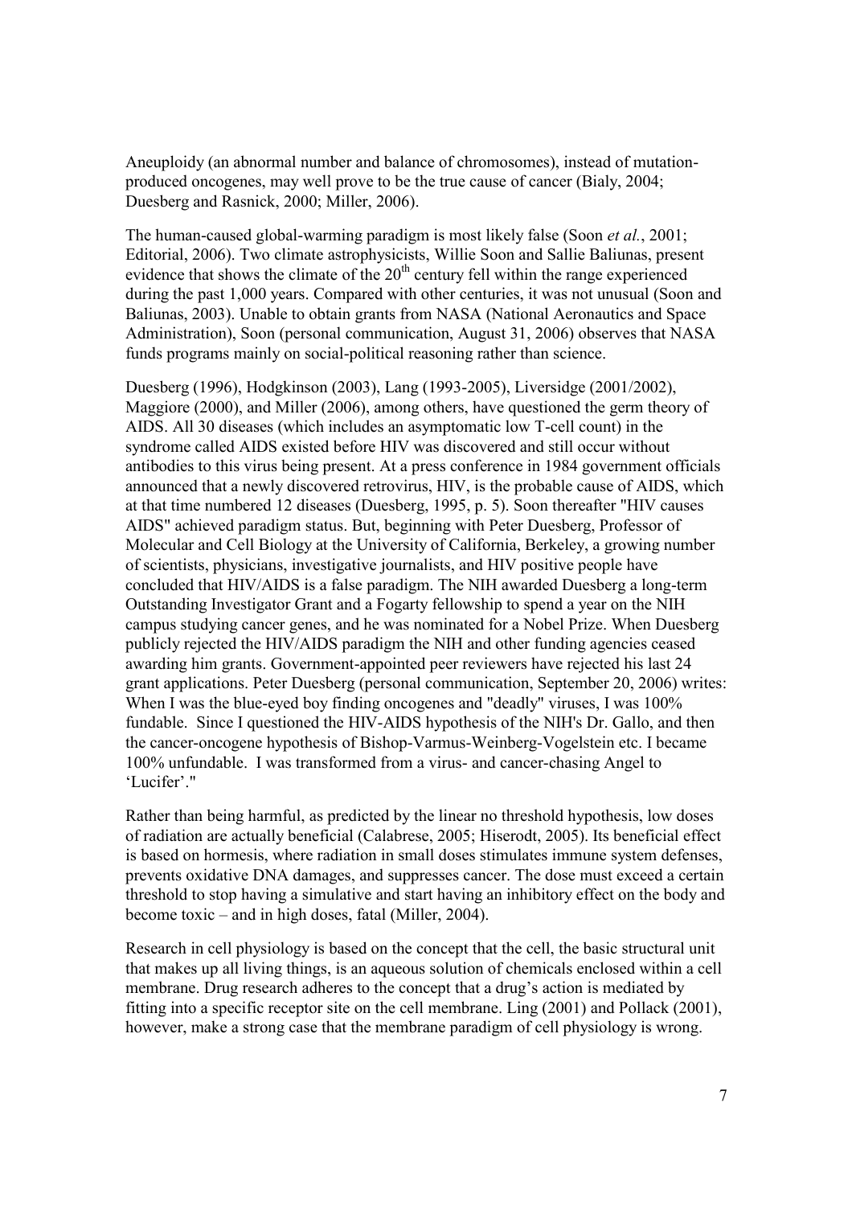Aneuploidy (an abnormal number and balance of chromosomes), instead of mutation-produced oncogenes, may well prove to be the true cause of cancer (Bialy, 2004; Duesberg and Rasnick, 2000; Miller, 2006).

The human-caused global-warming paradigm is most likely false (Soon *et al.*, 2001; Editorial, 2006). Two climate astrophysicists, Willie Soon and Sallie Baliunas, present evidence that shows the climate of the 20th century fell within the range experienced during the past 1,000 years. Compared with other centuries, it was not unusual (Soon and Baliunas, 2003). Unable to obtain grants from NASA (National Aeronautics and Space Administration), Soon (personal communication, August 31, 2006) observes that NASA funds programs mainly on social-political reasoning rather than science.

Duesberg (1996), Hodgkinson (2003), Lang (1993-2005), Liversidge (2001/2002), Maggiore (2000), and Miller (2006), among others, have questioned the germ theory of AIDS. All 30 diseases (which includes an asymptomatic low T-cell count) in the syndrome called AIDS existed before HIV was discovered and still occur without antibodies to this virus being present. At a press conference in 1984 government officials announced that a newly discovered retrovirus, HIV, is the probable cause of AIDS, which at that time numbered 12 diseases (Duesberg, 1995, p. 5). Soon thereafter "HIV causes AIDS" achieved paradigm status. But, beginning with Peter Duesberg, Professor of Molecular and Cell Biology at the University of California, Berkeley, a growing number of scientists, physicians, investigative journalists, and HIV positive people have concluded that HIV/AIDS is a false paradigm. The NIH awarded Duesberg a long-term Outstanding Investigator Grant and a Fogarty fellowship to spend a year on the NIH campus studying cancer genes, and he was nominated for a Nobel Prize. When Duesberg publicly rejected the HIV/AIDS paradigm the NIH and other funding agencies ceased awarding him grants. Government-appointed peer reviewers have rejected his last 24 grant applications. Peter Duesberg (personal communication, September 20, 2006) writes: When I was the blue-eyed boy finding oncogenes and "deadly" viruses, I was 100% fundable. Since I questioned the HIV-AIDS hypothesis of the NIH's Dr. Gallo, and then the cancer-oncogene hypothesis of Bishop-Varmus-Weinberg-Vogelstein etc. I became 100% unfundable. I was transformed from a virus- and cancer-chasing Angel to 'Lucifer'."

Rather than being harmful, as predicted by the linear no threshold hypothesis, low doses of radiation are actually beneficial (Calabrese, 2005; Hiserodt, 2005). Its beneficial effect is based on hormesis, where radiation in small doses stimulates immune system defenses, prevents oxidative DNA damages, and suppresses cancer. The dose must exceed a certain threshold to stop having a simulative and start having an inhibitory effect on the body and become toxic – and in high doses, fatal (Miller, 2004).

Research in cell physiology is based on the concept that the cell, the basic structural unit that makes up all living things, is an aqueous solution of chemicals enclosed within a cell membrane. Drug research adheres to the concept that a drug's action is mediated by fitting into a specific receptor site on the cell membrane. Ling (2001) and Pollack (2001), however, make a strong case that the membrane paradigm of cell physiology is wrong.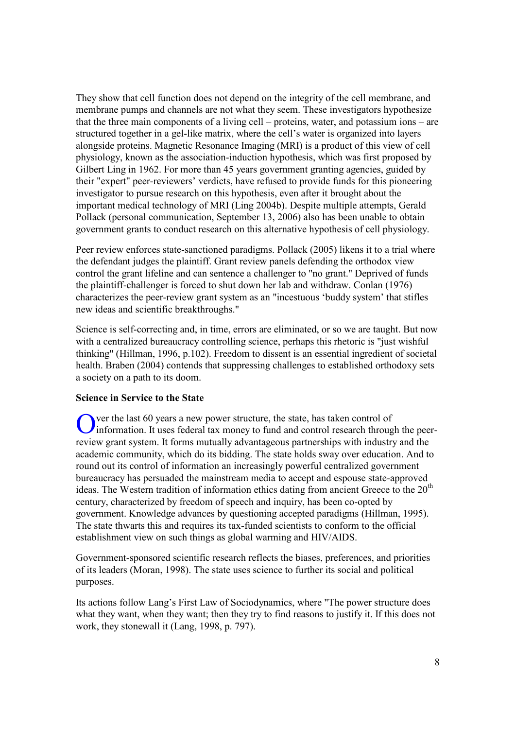They show that cell function does not depend on the integrity of the cell membrane, and membrane pumps and channels are not what they seem. These investigators hypothesize that the three main components of a living cell – proteins, water, and potassium ions – are structured together in a gel-like matrix, where the cell's water is organized into layers alongside proteins. Magnetic Resonance Imaging (MRI) is a product of this view of cell physiology, known as the association-induction hypothesis, which was first proposed by Gilbert Ling in 1962. For more than 45 years government granting agencies, guided by their "expert" peer-reviewers' verdicts, have refused to provide funds for this pioneering investigator to pursue research on this hypothesis, even after it brought about the important medical technology of MRI (Ling 2004b). Despite multiple attempts, Gerald Pollack (personal communication, September 13, 2006) also has been unable to obtain government grants to conduct research on this alternative hypothesis of cell physiology.

Peer review enforces state-sanctioned paradigms. Pollack (2005) likens it to a trial where the defendant judges the plaintiff. Grant review panels defending the orthodox view control the grant lifeline and can sentence a challenger to "no grant." Deprived of funds the plaintiff-challenger is forced to shut down her lab and withdraw. Conlan (1976) characterizes the peer-review grant system as an "incestuous 'buddy system' that stifles new ideas and scientific breakthroughs."

Science is self-correcting and, in time, errors are eliminated, or so we are taught. But now with a centralized bureaucracy controlling science, perhaps this rhetoric is "just wishful thinking" (Hillman, 1996, p.102). Freedom to dissent is an essential ingredient of societal health. Braben (2004) contends that suppressing challenges to established orthodoxy sets a society on a path to its doom.

**Science in Service to the State**

Over the last 60 years a new power structure, the state, has taken control of information. It uses federal tax money to fund and control research through the peer-review grant system. It forms mutually advantageous partnerships with industry and the academic community, which do its bidding. The state holds sway over education. And to round out its control of information an increasingly powerful centralized government bureaucracy has persuaded the mainstream media to accept and espouse state-approved ideas. The Western tradition of information ethics dating from ancient Greece to the 20th century, characterized by freedom of speech and inquiry, has been co-opted by government. Knowledge advances by questioning accepted paradigms (Hillman, 1995). The state thwarts this and requires its tax-funded scientists to conform to the official establishment view on such things as global warming and HIV/AIDS.

Government-sponsored scientific research reflects the biases, preferences, and priorities of its leaders (Moran, 1998). The state uses science to further its social and political purposes.

Its actions follow Lang's First Law of Sociodynamics, where "The power structure does what they want, when they want; then they try to find reasons to justify it. If this does not work, they stonewall it (Lang, 1998, p. 797).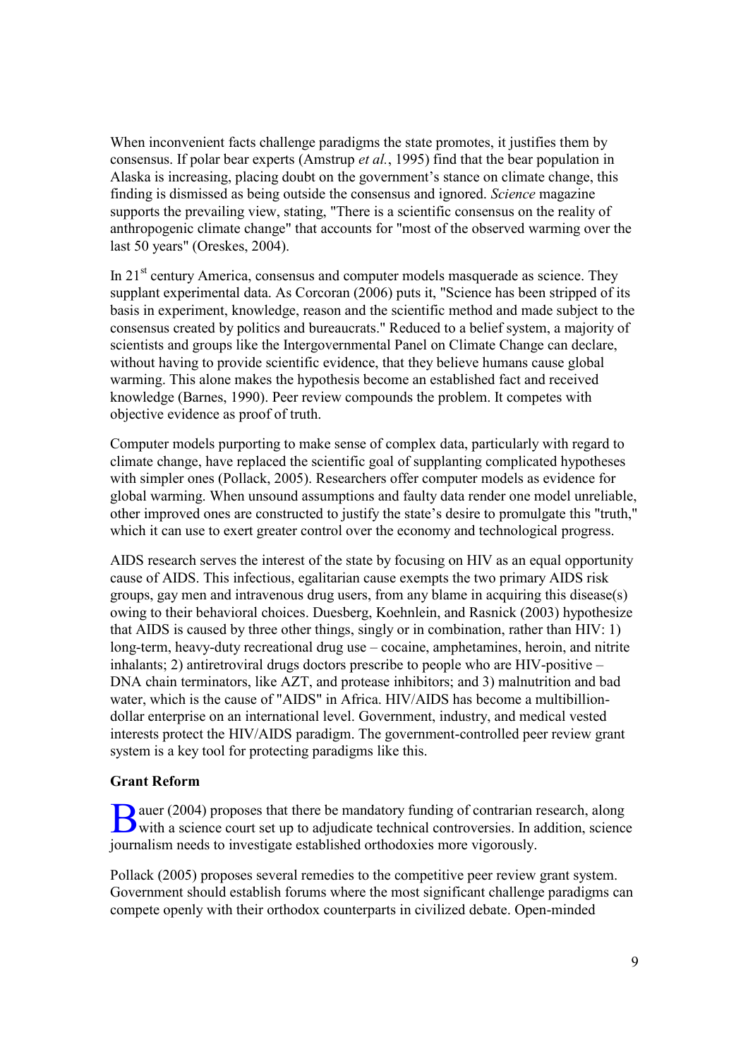When inconvenient facts challenge paradigms the state promotes, it justifies them by consensus. If polar bear experts (Amstrup *et al.*, 1995) find that the bear population in Alaska is increasing, placing doubt on the government's stance on climate change, this finding is dismissed as being outside the consensus and ignored. *Science* magazine supports the prevailing view, stating, "There is a scientific consensus on the reality of anthropogenic climate change" that accounts for "most of the observed warming over the last 50 years" (Oreskes, 2004).

In 21st century America, consensus and computer models masquerade as science. They supplant experimental data. As Corcoran (2006) puts it, "Science has been stripped of its basis in experiment, knowledge, reason and the scientific method and made subject to the consensus created by politics and bureaucrats." Reduced to a belief system, a majority of scientists and groups like the Intergovernmental Panel on Climate Change can declare, without having to provide scientific evidence, that they believe humans cause global warming. This alone makes the hypothesis become an established fact and received knowledge (Barnes, 1990). Peer review compounds the problem. It competes with objective evidence as proof of truth.

Computer models purporting to make sense of complex data, particularly with regard to climate change, have replaced the scientific goal of supplanting complicated hypotheses with simpler ones (Pollack, 2005). Researchers offer computer models as evidence for global warming. When unsound assumptions and faulty data render one model unreliable, other improved ones are constructed to justify the state's desire to promulgate this "truth," which it can use to exert greater control over the economy and technological progress.

AIDS research serves the interest of the state by focusing on HIV as an equal opportunity cause of AIDS. This infectious, egalitarian cause exempts the two primary AIDS risk groups, gay men and intravenous drug users, from any blame in acquiring this disease(s) owing to their behavioral choices. Duesberg, Koehnlein, and Rasnick (2003) hypothesize that AIDS is caused by three other things, singly or in combination, rather than HIV: 1) long-term, heavy-duty recreational drug use – cocaine, amphetamines, heroin, and nitrite inhalants; 2) antiretroviral drugs doctors prescribe to people who are HIV-positive – DNA chain terminators, like AZT, and protease inhibitors; and 3) malnutrition and bad water, which is the cause of "AIDS" in Africa. HIV/AIDS has become a multibillion-dollar enterprise on an international level. Government, industry, and medical vested interests protect the HIV/AIDS paradigm. The government-controlled peer review grant system is a key tool for protecting paradigms like this.

**Grant Reform**

Bauer (2004) proposes that there be mandatory funding of contrarian research, along with a science court set up to adjudicate technical controversies. In addition, science journalism needs to investigate established orthodoxies more vigorously.

Pollack (2005) proposes several remedies to the competitive peer review grant system. Government should establish forums where the most significant challenge paradigms can compete openly with their orthodox counterparts in civilized debate. Open-minded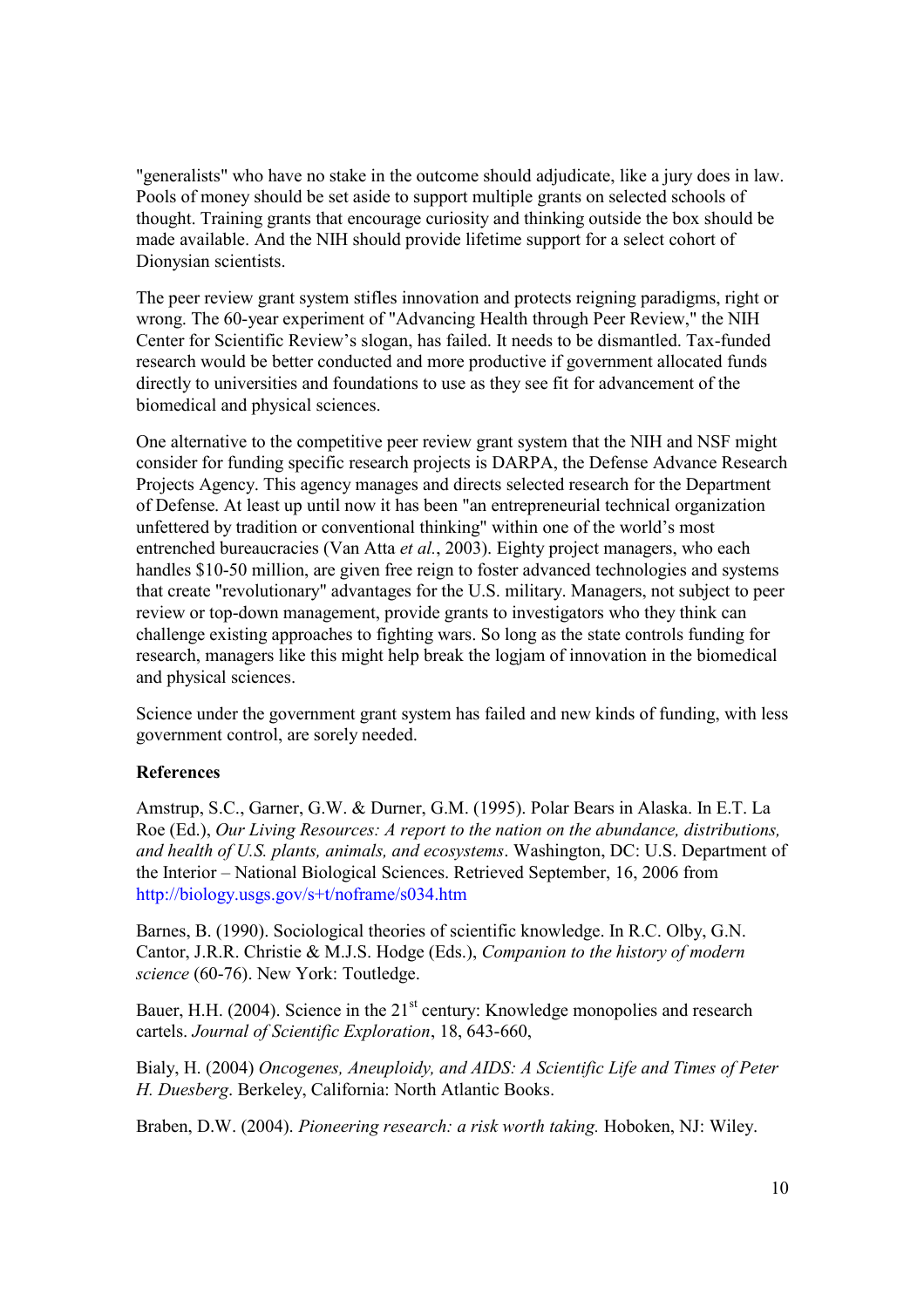"generalists" who have no stake in the outcome should adjudicate, like a jury does in law. Pools of money should be set aside to support multiple grants on selected schools of thought. Training grants that encourage curiosity and thinking outside the box should be made available. And the NIH should provide lifetime support for a select cohort of Dionysian scientists.

The peer review grant system stifles innovation and protects reigning paradigms, right or wrong. The 60-year experiment of "Advancing Health through Peer Review," the NIH Center for Scientific Review's slogan, has failed. It needs to be dismantled. Tax-funded research would be better conducted and more productive if government allocated funds directly to universities and foundations to use as they see fit for advancement of the biomedical and physical sciences.

One alternative to the competitive peer review grant system that the NIH and NSF might consider for funding specific research projects is DARPA, the Defense Advance Research Projects Agency. This agency manages and directs selected research for the Department of Defense. At least up until now it has been "an entrepreneurial technical organization unfettered by tradition or conventional thinking" within one of the world's most entrenched bureaucracies (Van Atta *et al.*, 2003). Eighty project managers, who each handles $10-50 million, are given free reign to foster advanced technologies and systems that create "revolutionary" advantages for the U.S. military. Managers, not subject to peer review or top-down management, provide grants to investigators who they think can challenge existing approaches to fighting wars. So long as the state controls funding for research, managers like this might help break the logjam of innovation in the biomedical and physical sciences.

Science under the government grant system has failed and new kinds of funding, with less government control, are sorely needed.

**References**

Amstrup, S.C., Garner, G.W. & Durner, G.M. (1995). Polar Bears in Alaska. In E.T. La Roe (Ed.), *Our Living Resources: A report to the nation on the abundance, distributions, and health of U.S. plants, animals, and ecosystems*. Washington, DC: U.S. Department of the Interior – National Biological Sciences. Retrieved September, 16, 2006 from http://biology.usgs.gov/s+t/noframe/s034.htm

Barnes, B. (1990). Sociological theories of scientific knowledge. In R.C. Olby, G.N. Cantor, J.R.R. Christie & M.J.S. Hodge (Eds.), *Companion to the history of modern science* (60-76). New York: Toutledge.

Bauer, H.H. (2004). Science in the 21st century: Knowledge monopolies and research cartels. *Journal of Scientific Exploration*, 18, 643-660,

Bialy, H. (2004) *Oncogenes, Aneuploidy, and AIDS: A Scientific Life and Times of Peter H. Duesberg*. Berkeley, California: North Atlantic Books.

Braben, D.W. (2004). *Pioneering research: a risk worth taking.* Hoboken, NJ: Wiley.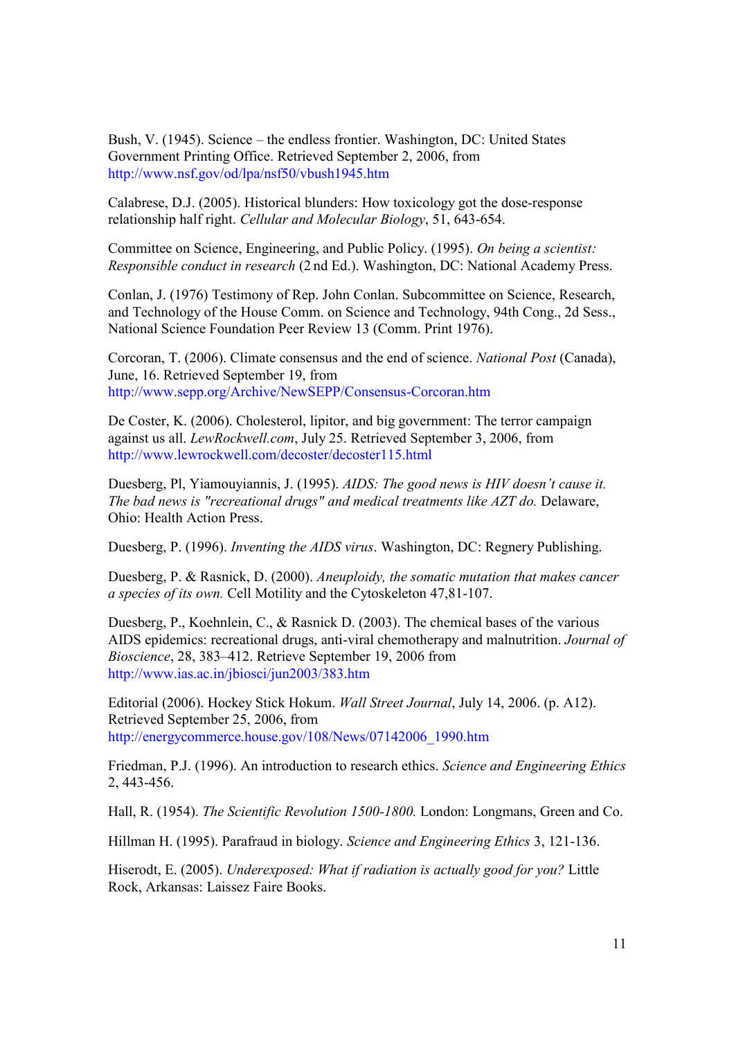Bush, V. (1945). Science – the endless frontier. Washington, DC: United States Government Printing Office. Retrieved September 2, 2006, from http://www.nsf.gov/od/lpa/nsf50/vbush1945.htm

Calabrese, D.J. (2005). Historical blunders: How toxicology got the dose-response relationship half right. *Cellular and Molecular Biology*, 51, 643-654.

Committee on Science, Engineering, and Public Policy. (1995). *On being a scientist: Responsible conduct in research* (2 nd Ed.). Washington, DC: National Academy Press.

Conlan, J. (1976) Testimony of Rep. John Conlan. Subcommittee on Science, Research, and Technology of the House Comm. on Science and Technology, 94th Cong., 2d Sess., National Science Foundation Peer Review 13 (Comm. Print 1976).

Corcoran, T. (2006). Climate consensus and the end of science. *National Post* (Canada), June, 16. Retrieved September 19, from http://www.sepp.org/Archive/NewSEPP/Consensus-Corcoran.htm

De Coster, K. (2006). Cholesterol, lipitor, and big government: The terror campaign against us all. *LewRockwell.com*, July 25. Retrieved September 3, 2006, from http://www.lewrockwell.com/decoster/decoster115.html

Duesberg, Pl, Yiamouyiannis, J. (1995). *AIDS: The good news is HIV doesn't cause it. The bad news is "recreational drugs" and medical treatments like AZT do.* Delaware, Ohio: Health Action Press.

Duesberg, P. (1996). *Inventing the AIDS virus*. Washington, DC: Regnery Publishing.

Duesberg, P. & Rasnick, D. (2000). *Aneuploidy, the somatic mutation that makes cancer a species of its own.* Cell Motility and the Cytoskeleton 47,81-107.

Duesberg, P., Koehnlein, C., & Rasnick D. (2003). The chemical bases of the various AIDS epidemics: recreational drugs, anti-viral chemotherapy and malnutrition. *Journal of Bioscience*, 28, 383–412. Retrieve September 19, 2006 from http://www.ias.ac.in/jbiosci/jun2003/383.htm

Editorial (2006). Hockey Stick Hokum. *Wall Street Journal*, July 14, 2006. (p. A12). Retrieved September 25, 2006, from http://energycommerce.house.gov/108/News/07142006_1990.htm

Friedman, P.J. (1996). An introduction to research ethics. *Science and Engineering Ethics* 2, 443-456.

Hall, R. (1954). *The Scientific Revolution 1500-1800.* London: Longmans, Green and Co.

Hillman H. (1995). Parafraud in biology. *Science and Engineering Ethics* 3, 121-136.

Hiserodt, E. (2005). *Underexposed: What if radiation is actually good for you?* Little Rock, Arkansas: Laissez Faire Books.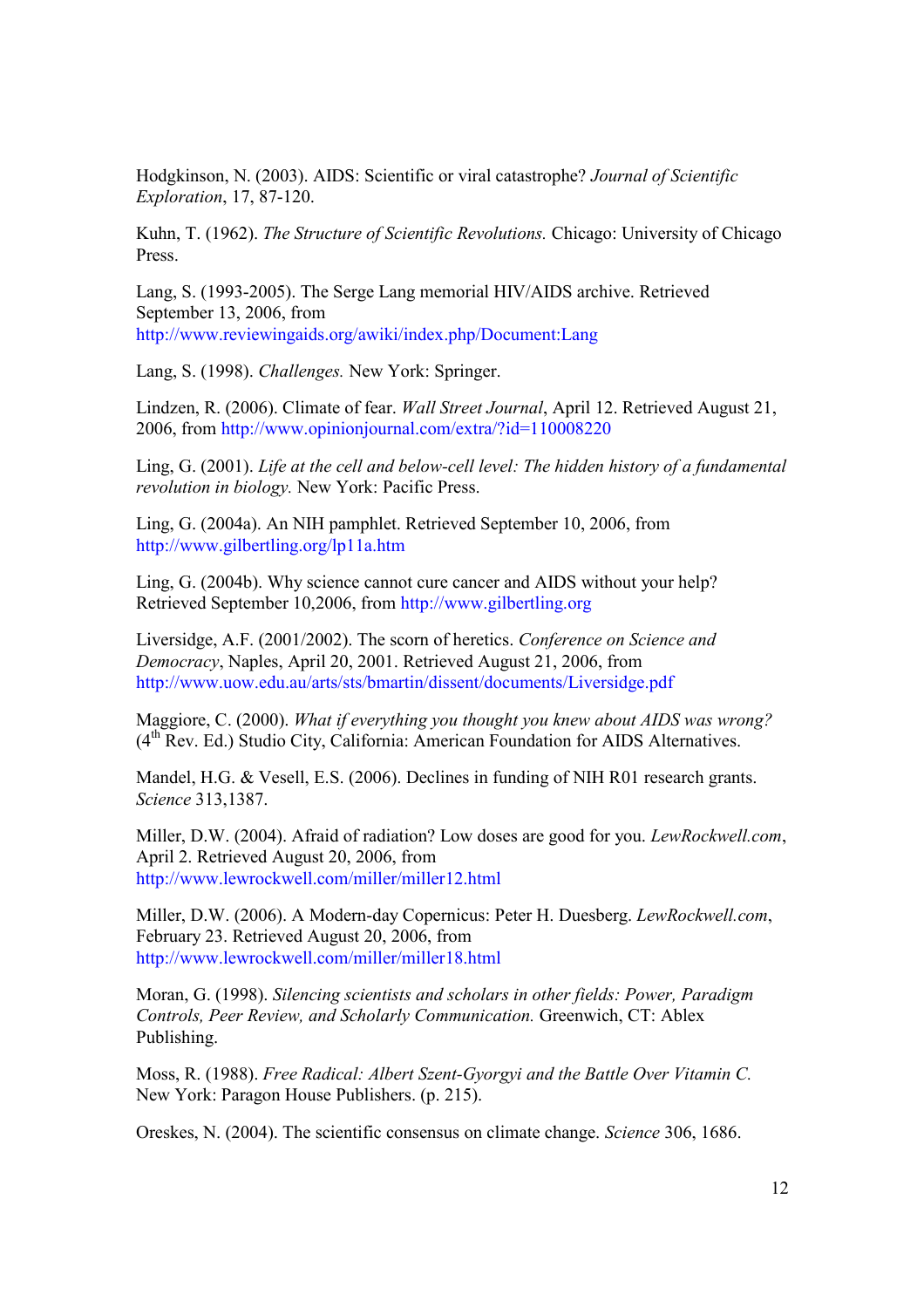Hodgkinson, N. (2003). AIDS: Scientific or viral catastrophe? *Journal of Scientific Exploration*, 17, 87-120.

Kuhn, T. (1962). *The Structure of Scientific Revolutions.* Chicago: University of Chicago Press.

Lang, S. (1993-2005). The Serge Lang memorial HIV/AIDS archive. Retrieved September 13, 2006, from http://www.reviewingaids.org/awiki/index.php/Document:Lang

Lang, S. (1998). *Challenges.* New York: Springer.

Lindzen, R. (2006). Climate of fear. *Wall Street Journal*, April 12. Retrieved August 21, 2006, from http://www.opinionjournal.com/extra/?id=110008220

Ling, G. (2001). *Life at the cell and below-cell level: The hidden history of a fundamental revolution in biology.* New York: Pacific Press.

Ling, G. (2004a). An NIH pamphlet. Retrieved September 10, 2006, from http://www.gilbertling.org/lp11a.htm

Ling, G. (2004b). Why science cannot cure cancer and AIDS without your help? Retrieved September 10,2006, from http://www.gilbertling.org

Liversidge, A.F. (2001/2002). The scorn of heretics. *Conference on Science and Democracy*, Naples, April 20, 2001. Retrieved August 21, 2006, from http://www.uow.edu.au/arts/sts/bmartin/dissent/documents/Liversidge.pdf

Maggiore, C. (2000). *What if everything you thought you knew about AIDS was wrong?* (4th Rev. Ed.) Studio City, California: American Foundation for AIDS Alternatives.

Mandel, H.G. & Vesell, E.S. (2006). Declines in funding of NIH R01 research grants. *Science* 313,1387.

Miller, D.W. (2004). Afraid of radiation? Low doses are good for you. *LewRockwell.com*, April 2. Retrieved August 20, 2006, from http://www.lewrockwell.com/miller/miller12.html

Miller, D.W. (2006). A Modern-day Copernicus: Peter H. Duesberg. *LewRockwell.com*, February 23. Retrieved August 20, 2006, from http://www.lewrockwell.com/miller/miller18.html

Moran, G. (1998). *Silencing scientists and scholars in other fields: Power, Paradigm Controls, Peer Review, and Scholarly Communication.* Greenwich, CT: Ablex Publishing.

Moss, R. (1988). *Free Radical: Albert Szent-Gyorgyi and the Battle Over Vitamin C.* New York: Paragon House Publishers. (p. 215).

Oreskes, N. (2004). The scientific consensus on climate change. *Science* 306, 1686.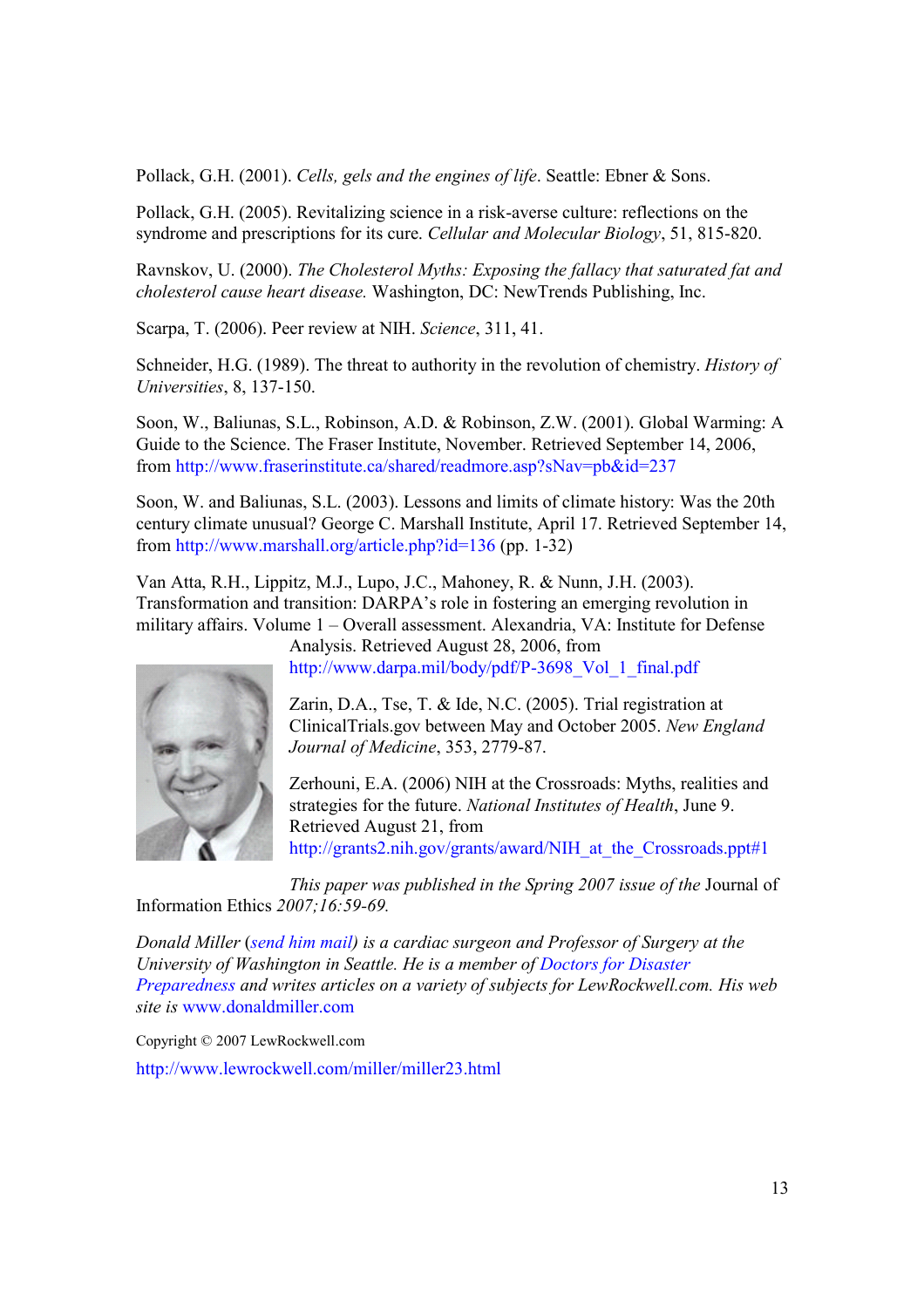Pollack, G.H. (2001). *Cells, gels and the engines of life*. Seattle: Ebner & Sons.

Pollack, G.H. (2005). Revitalizing science in a risk-averse culture: reflections on the syndrome and prescriptions for its cure. *Cellular and Molecular Biology*, 51, 815-820.

Ravnskov, U. (2000). *The Cholesterol Myths: Exposing the fallacy that saturated fat and cholesterol cause heart disease.* Washington, DC: NewTrends Publishing, Inc.

Scarpa, T. (2006). Peer review at NIH. *Science*, 311, 41.

Schneider, H.G. (1989). The threat to authority in the revolution of chemistry. *History of Universities*, 8, 137-150.

Soon, W., Baliunas, S.L., Robinson, A.D. & Robinson, Z.W. (2001). Global Warming: A Guide to the Science. The Fraser Institute, November. Retrieved September 14, 2006, from http://www.fraserinstitute.ca/shared/readmore.asp?sNav=pb&id=237

Soon, W. and Baliunas, S.L. (2003). Lessons and limits of climate history: Was the 20th century climate unusual? George C. Marshall Institute, April 17. Retrieved September 14, from http://www.marshall.org/article.php?id=136 (pp. 1-32)

Van Atta, R.H., Lippitz, M.J., Lupo, J.C., Mahoney, R. & Nunn, J.H. (2003). Transformation and transition: DARPA's role in fostering an emerging revolution in military affairs. Volume 1 – Overall assessment. Alexandria, VA: Institute for Defense Analysis. Retrieved August 28, 2006, from http://www.darpa.mil/body/pdf/P-3698_Vol_1_final.pdf

Zarin, D.A., Tse, T. & Ide, N.C. (2005). Trial registration at ClinicalTrials.gov between May and October 2005. *New England Journal of Medicine*, 353, 2779-87.

Zerhouni, E.A. (2006) NIH at the Crossroads: Myths, realities and strategies for the future. *National Institutes of Health*, June 9. Retrieved August 21, from http://grants2.nih.gov/grants/award/NIH_at_the_Crossroads.ppt#1

*This paper was published in the Spring 2007 issue of the* Journal of Information Ethics *2007;16:59-69.*

*Donald Miller (send him mail) is a cardiac surgeon and Professor of Surgery at the University of Washington in Seattle. He is a member of Doctors for Disaster Preparedness and writes articles on a variety of subjects for LewRockwell.com. His web site is* www.donaldmiller.com

Copyright © 2007 LewRockwell.com

http://www.lewrockwell.com/miller/miller23.html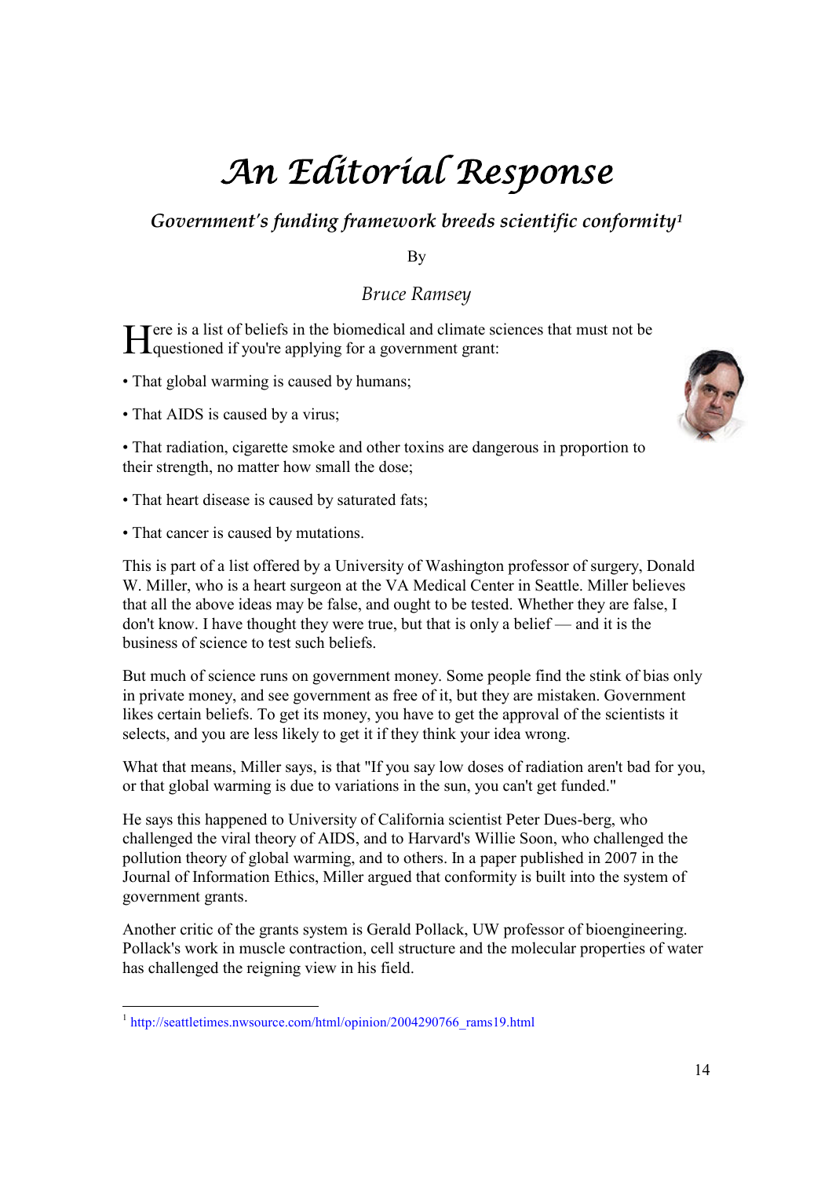# An Editorial Response

### *Government's funding framework breeds scientific conformity*[1]

By

*Bruce Ramsey*

Here is a list of beliefs in the biomedical and climate sciences that must not be questioned if you're applying for a government grant:

- That global warming is caused by humans;
- That AIDS is caused by a virus;
- That radiation, cigarette smoke and other toxins are dangerous in proportion to their strength, no matter how small the dose;
- That heart disease is caused by saturated fats;
- That cancer is caused by mutations.

This is part of a list offered by a University of Washington professor of surgery, Donald W. Miller, who is a heart surgeon at the VA Medical Center in Seattle. Miller believes that all the above ideas may be false, and ought to be tested. Whether they are false, I don't know. I have thought they were true, but that is only a belief — and it is the business of science to test such beliefs.

But much of science runs on government money. Some people find the stink of bias only in private money, and see government as free of it, but they are mistaken. Government likes certain beliefs. To get its money, you have to get the approval of the scientists it selects, and you are less likely to get it if they think your idea wrong.

What that means, Miller says, is that "If you say low doses of radiation aren't bad for you, or that global warming is due to variations in the sun, you can't get funded."

He says this happened to University of California scientist Peter Dues-berg, who challenged the viral theory of AIDS, and to Harvard's Willie Soon, who challenged the pollution theory of global warming, and to others. In a paper published in 2007 in the Journal of Information Ethics, Miller argued that conformity is built into the system of government grants.

Another critic of the grants system is Gerald Pollack, UW professor of bioengineering. Pollack's work in muscle contraction, cell structure and the molecular properties of water has challenged the reigning view in his field.

---

[1] http://seattletimes.nwsource.com/html/opinion/2004290766_rams19.html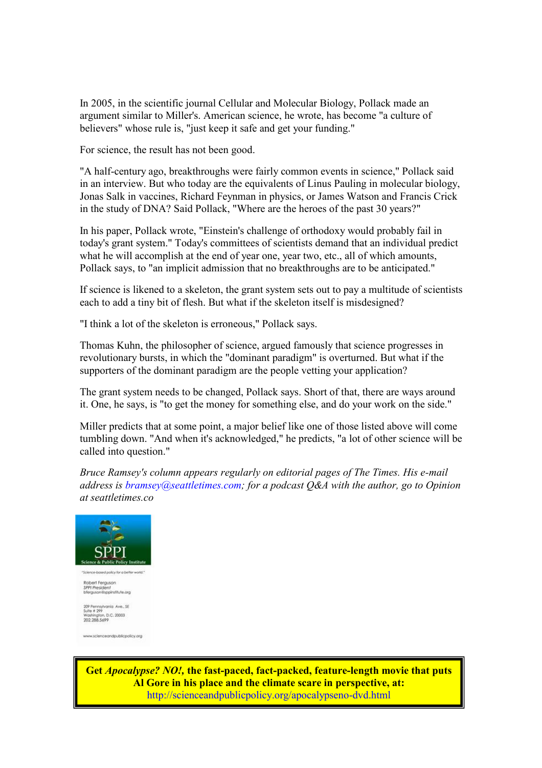In 2005, in the scientific journal Cellular and Molecular Biology, Pollack made an argument similar to Miller's. American science, he wrote, has become "a culture of believers" whose rule is, "just keep it safe and get your funding."

For science, the result has not been good.

"A half-century ago, breakthroughs were fairly common events in science," Pollack said in an interview. But who today are the equivalents of Linus Pauling in molecular biology, Jonas Salk in vaccines, Richard Feynman in physics, or James Watson and Francis Crick in the study of DNA? Said Pollack, "Where are the heroes of the past 30 years?"

In his paper, Pollack wrote, "Einstein's challenge of orthodoxy would probably fail in today's grant system." Today's committees of scientists demand that an individual predict what he will accomplish at the end of year one, year two, etc., all of which amounts, Pollack says, to "an implicit admission that no breakthroughs are to be anticipated."

If science is likened to a skeleton, the grant system sets out to pay a multitude of scientists each to add a tiny bit of flesh. But what if the skeleton itself is misdesigned?

"I think a lot of the skeleton is erroneous," Pollack says.

Thomas Kuhn, the philosopher of science, argued famously that science progresses in revolutionary bursts, in which the "dominant paradigm" is overturned. But what if the supporters of the dominant paradigm are the people vetting your application?

The grant system needs to be changed, Pollack says. Short of that, there are ways around it. One, he says, is "to get the money for something else, and do your work on the side."

Miller predicts that at some point, a major belief like one of those listed above will come tumbling down. "And when it's acknowledged," he predicts, "a lot of other science will be called into question."

*Bruce Ramsey's column appears regularly on editorial pages of The Times. His e-mail address is bramsey@seattletimes.com; for a podcast Q&A with the author, go to Opinion at seattletimes.co*

SPPI
Science & Public Policy Institute

"Science-based policy for a better world."

Robert Ferguson
SPPI President
bferguson@sppinstitute.org

209 Pennsylvania Ave., SE
Suite # 299
Washington, D.C. 20003
202.288.5699

www.scienceandpublicpolicy.org

**Get *Apocalypse? NO!*, the fast-paced, fact-packed, feature-length movie that puts Al Gore in his place and the climate scare in perspective, at:**
http://scienceandpublicpolicy.org/apocalypseno-dvd.html